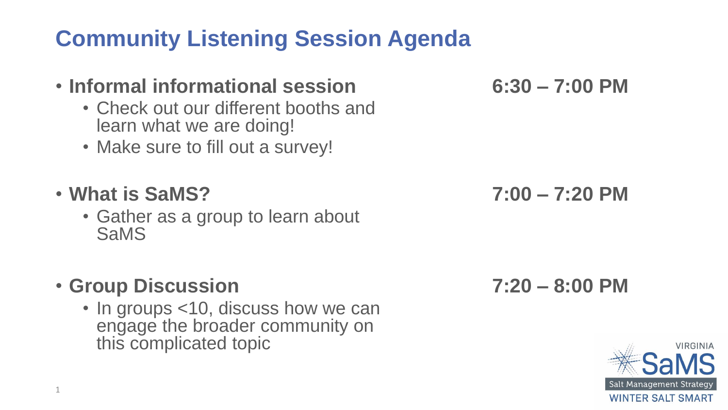# Community Listening Session Agenda

- **Informal informational session** — **6:30 – 7:00 PM**
  - Check out our different booths and learn what we are doing!
  - Make sure to fill out a survey!

- **What is SaMS?** — **7:00 – 7:20 PM**
  - Gather as a group to learn about SaMS

- **Group Discussion** — **7:20 – 8:00 PM**
  - In groups <10, discuss how we can engage the broader community on this complicated topic

VIRGINIA SaMS
Salt Management Strategy
WINTER SALT SMART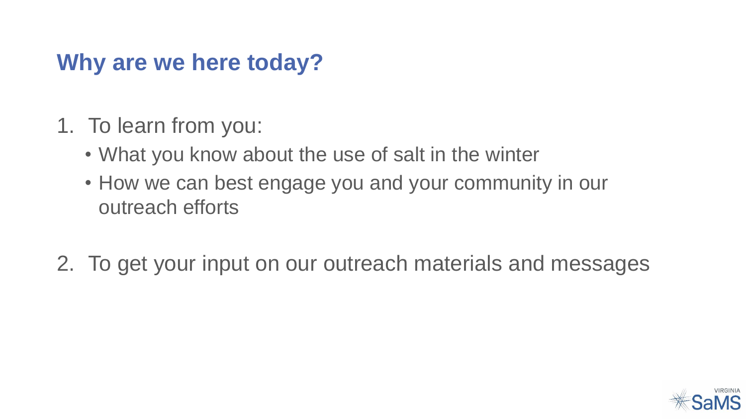## Why are we here today?

1. To learn from you:
   - What you know about the use of salt in the winter
   - How we can best engage you and your community in our outreach efforts

2. To get your input on our outreach materials and messages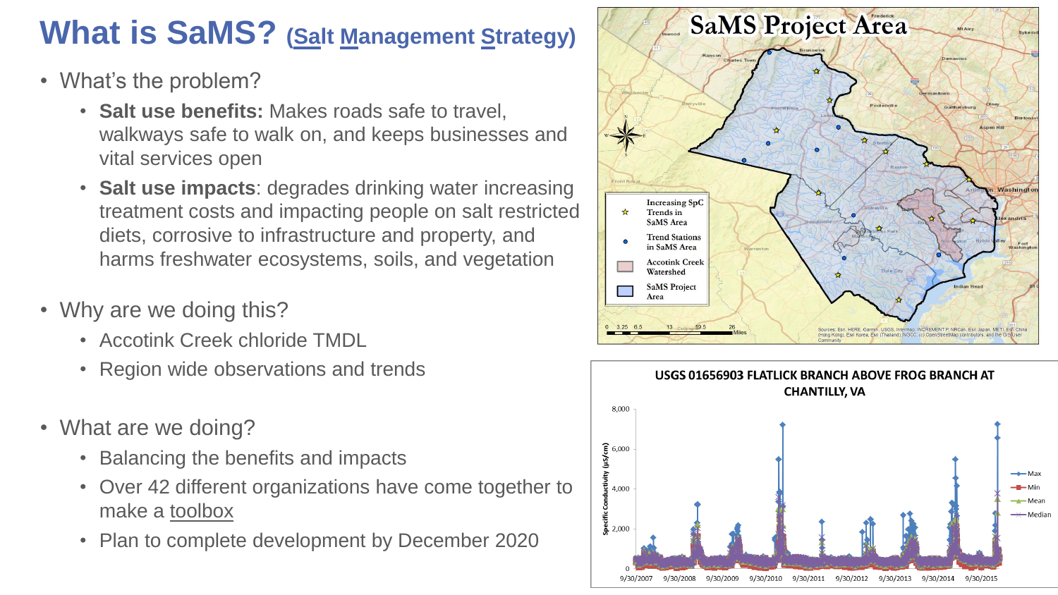# What is SaMS? (Salt Management Strategy)

- What's the problem?
  - **Salt use benefits:** Makes roads safe to travel, walkways safe to walk on, and keeps businesses and vital services open
  - **Salt use impacts**: degrades drinking water increasing treatment costs and impacting people on salt restricted diets, corrosive to infrastructure and property, and harms freshwater ecosystems, soils, and vegetation
- Why are we doing this?
  - Accotink Creek chloride TMDL
  - Region wide observations and trends
- What are we doing?
  - Balancing the benefits and impacts
  - Over 42 different organizations have come together to make a toolbox
  - Plan to complete development by December 2020

**SaMS Project Area**

Legend: Increasing SpC Trends in SaMS Area; Trend Stations in SaMS Area; Accotink Creek Watershed; SaMS Project Area

**USGS 01656903 FLATLICK BRANCH ABOVE FROG BRANCH AT CHANTILLY, VA**

Specific Conductivity (µS/cm); Max, Min, Mean, Median; 9/30/2007 – 9/30/2015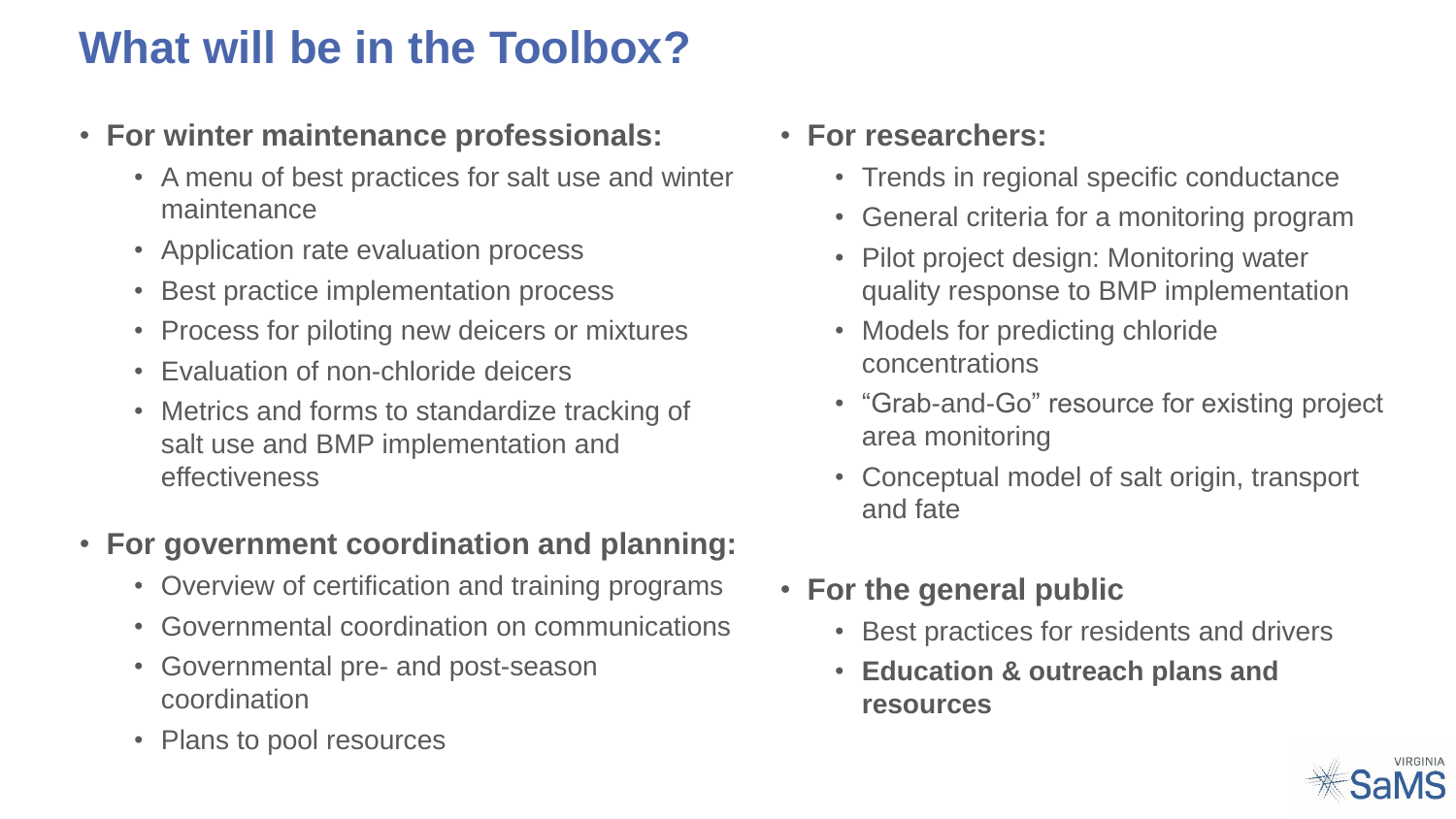# What will be in the Toolbox?

- **For winter maintenance professionals:**
  - A menu of best practices for salt use and winter maintenance
  - Application rate evaluation process
  - Best practice implementation process
  - Process for piloting new deicers or mixtures
  - Evaluation of non-chloride deicers
  - Metrics and forms to standardize tracking of salt use and BMP implementation and effectiveness
- **For government coordination and planning:**
  - Overview of certification and training programs
  - Governmental coordination on communications
  - Governmental pre- and post-season coordination
  - Plans to pool resources
- **For researchers:**
  - Trends in regional specific conductance
  - General criteria for a monitoring program
  - Pilot project design: Monitoring water quality response to BMP implementation
  - Models for predicting chloride concentrations
  - “Grab-and-Go” resource for existing project area monitoring
  - Conceptual model of salt origin, transport and fate
- **For the general public**
  - Best practices for residents and drivers
  - **Education & outreach plans and resources**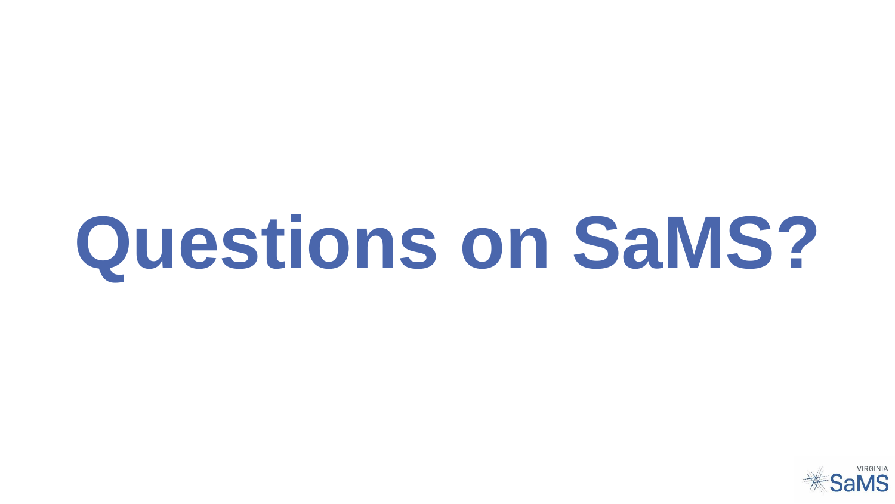# Questions on SaMS?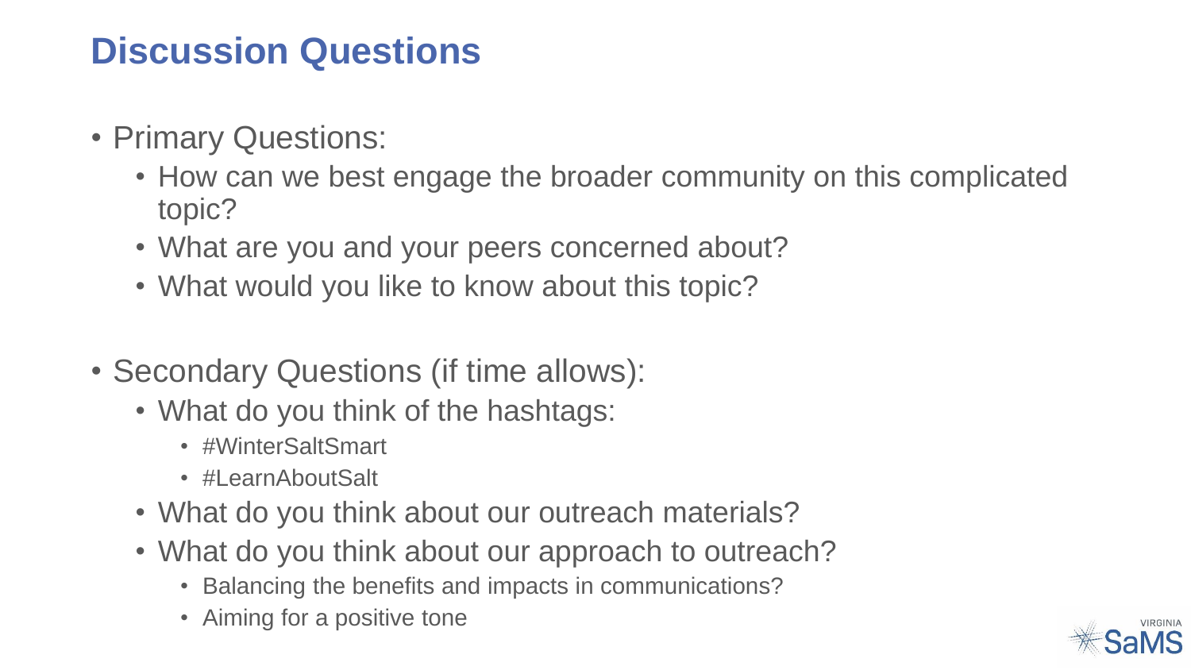# Discussion Questions

- Primary Questions:
  - How can we best engage the broader community on this complicated topic?
  - What are you and your peers concerned about?
  - What would you like to know about this topic?

- Secondary Questions (if time allows):
  - What do you think of the hashtags:
    - #WinterSaltSmart
    - #LearnAboutSalt
  - What do you think about our outreach materials?
  - What do you think about our approach to outreach?
    - Balancing the benefits and impacts in communications?
    - Aiming for a positive tone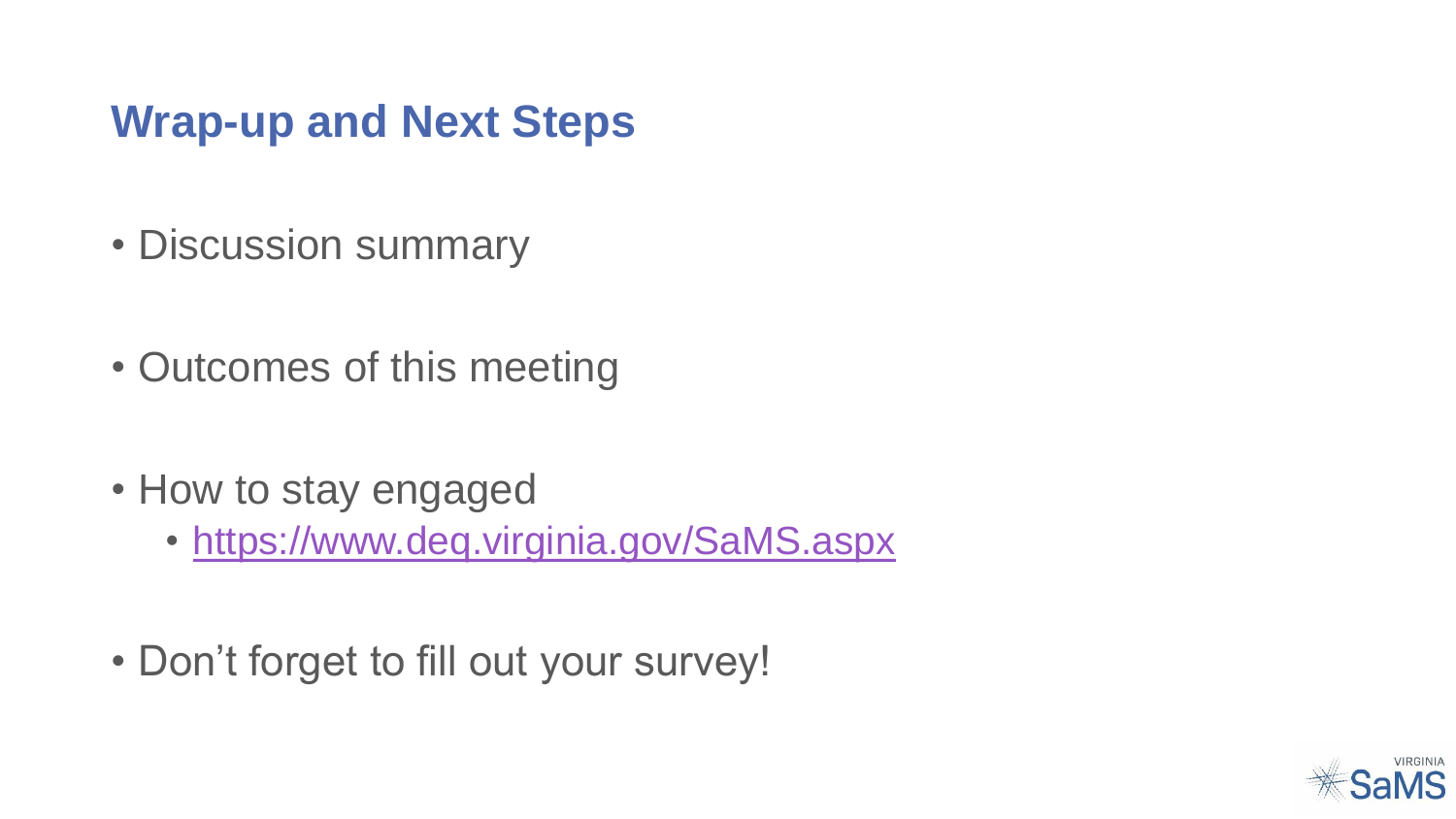# Wrap-up and Next Steps

- Discussion summary
- Outcomes of this meeting
- How to stay engaged
  - https://www.deq.virginia.gov/SaMS.aspx
- Don't forget to fill out your survey!